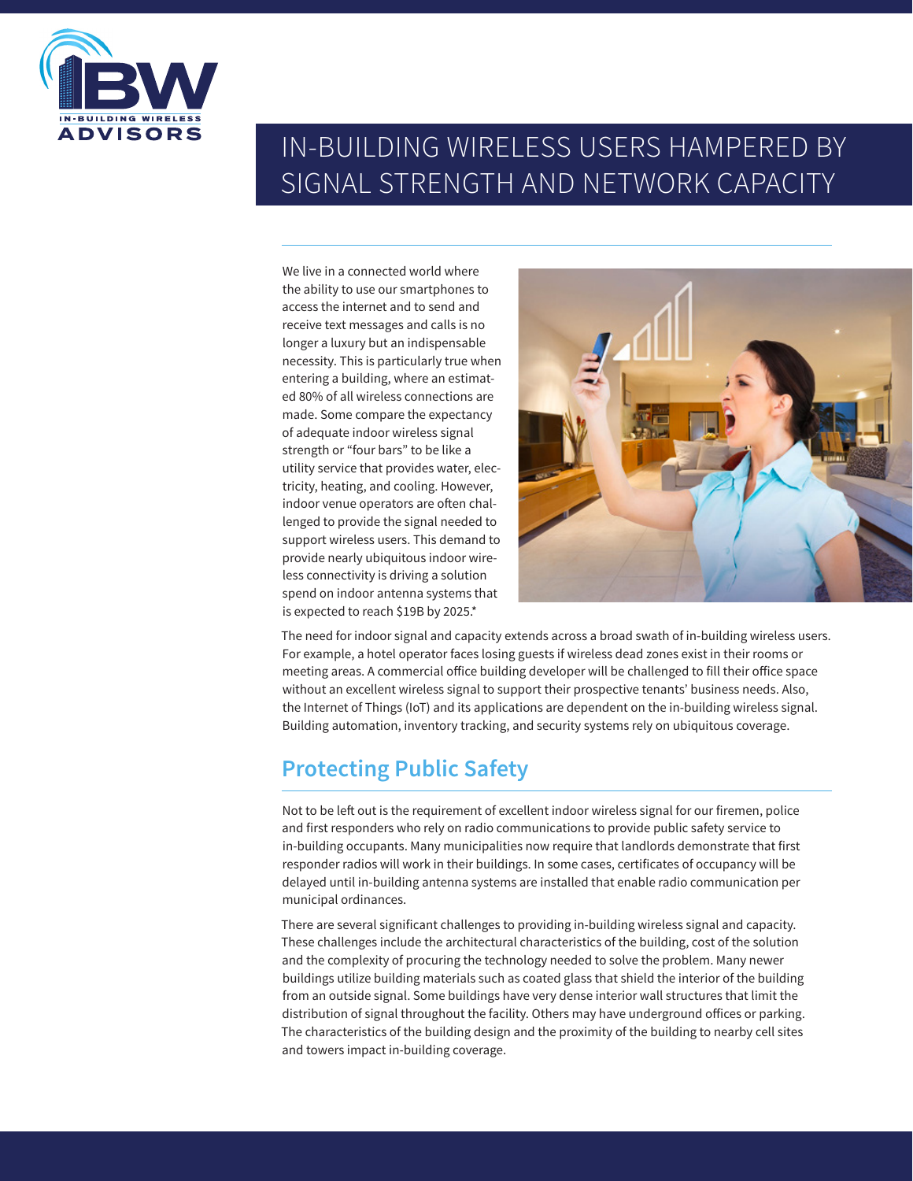# IN-BUILDING WIRELESS USERS HAMPERED BY SIGNAL STRENGTH AND NETWORK CAPACITY

We live in a connected world where the ability to use our smartphones to access the internet and to send and receive text messages and calls is no longer a luxury but an indispensable necessity. This is particularly true when entering a building, where an estimated 80% of all wireless connections are made. Some compare the expectancy of adequate indoor wireless signal strength or "four bars" to be like a utility service that provides water, electricity, heating, and cooling. However, indoor venue operators are often challenged to provide the signal needed to support wireless users. This demand to provide nearly ubiquitous indoor wireless connectivity is driving a solution spend on indoor antenna systems that is expected to reach $19B by 2025.*

The need for indoor signal and capacity extends across a broad swath of in-building wireless users. For example, a hotel operator faces losing guests if wireless dead zones exist in their rooms or meeting areas. A commercial office building developer will be challenged to fill their office space without an excellent wireless signal to support their prospective tenants' business needs. Also, the Internet of Things (IoT) and its applications are dependent on the in-building wireless signal. Building automation, inventory tracking, and security systems rely on ubiquitous coverage.

## Protecting Public Safety

Not to be left out is the requirement of excellent indoor wireless signal for our firemen, police and first responders who rely on radio communications to provide public safety service to in-building occupants. Many municipalities now require that landlords demonstrate that first responder radios will work in their buildings. In some cases, certificates of occupancy will be delayed until in-building antenna systems are installed that enable radio communication per municipal ordinances.

There are several significant challenges to providing in-building wireless signal and capacity. These challenges include the architectural characteristics of the building, cost of the solution and the complexity of procuring the technology needed to solve the problem. Many newer buildings utilize building materials such as coated glass that shield the interior of the building from an outside signal. Some buildings have very dense interior wall structures that limit the distribution of signal throughout the facility. Others may have underground offices or parking. The characteristics of the building design and the proximity of the building to nearby cell sites and towers impact in-building coverage.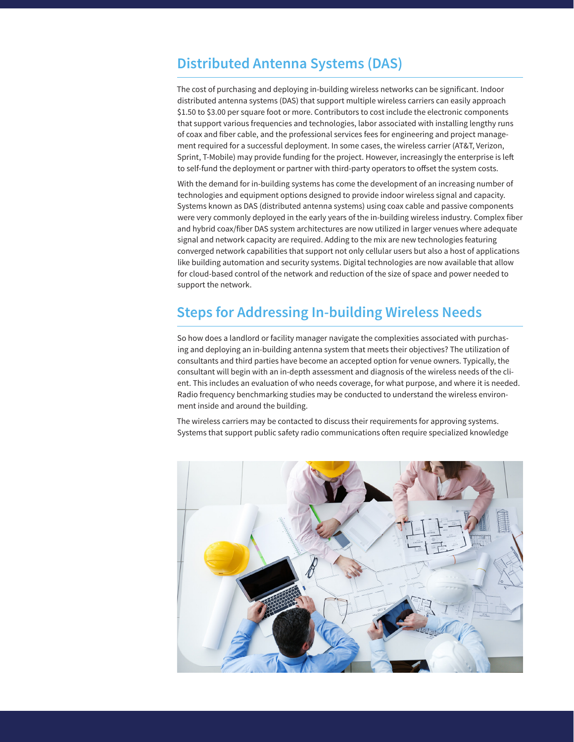## Distributed Antenna Systems (DAS)

The cost of purchasing and deploying in-building wireless networks can be significant. Indoor distributed antenna systems (DAS) that support multiple wireless carriers can easily approach $1.50 to $3.00 per square foot or more. Contributors to cost include the electronic components that support various frequencies and technologies, labor associated with installing lengthy runs of coax and fiber cable, and the professional services fees for engineering and project management required for a successful deployment. In some cases, the wireless carrier (AT&T, Verizon, Sprint, T-Mobile) may provide funding for the project. However, increasingly the enterprise is left to self-fund the deployment or partner with third-party operators to offset the system costs.

With the demand for in-building systems has come the development of an increasing number of technologies and equipment options designed to provide indoor wireless signal and capacity. Systems known as DAS (distributed antenna systems) using coax cable and passive components were very commonly deployed in the early years of the in-building wireless industry. Complex fiber and hybrid coax/fiber DAS system architectures are now utilized in larger venues where adequate signal and network capacity are required. Adding to the mix are new technologies featuring converged network capabilities that support not only cellular users but also a host of applications like building automation and security systems. Digital technologies are now available that allow for cloud-based control of the network and reduction of the size of space and power needed to support the network.

## Steps for Addressing In-building Wireless Needs

So how does a landlord or facility manager navigate the complexities associated with purchasing and deploying an in-building antenna system that meets their objectives? The utilization of consultants and third parties have become an accepted option for venue owners. Typically, the consultant will begin with an in-depth assessment and diagnosis of the wireless needs of the client. This includes an evaluation of who needs coverage, for what purpose, and where it is needed. Radio frequency benchmarking studies may be conducted to understand the wireless environment inside and around the building.

The wireless carriers may be contacted to discuss their requirements for approving systems. Systems that support public safety radio communications often require specialized knowledge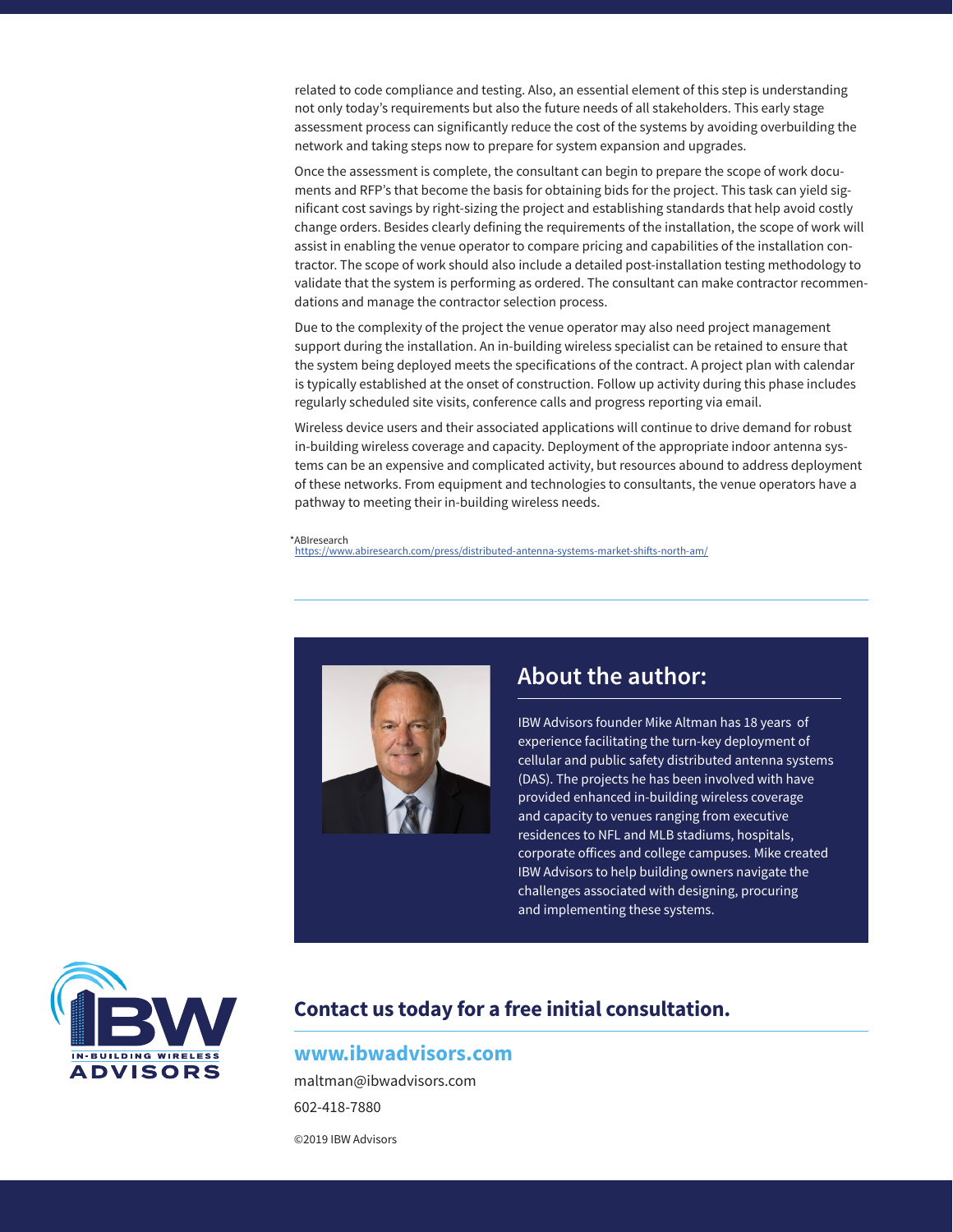related to code compliance and testing. Also, an essential element of this step is understanding not only today's requirements but also the future needs of all stakeholders. This early stage assessment process can significantly reduce the cost of the systems by avoiding overbuilding the network and taking steps now to prepare for system expansion and upgrades.

Once the assessment is complete, the consultant can begin to prepare the scope of work documents and RFP's that become the basis for obtaining bids for the project. This task can yield significant cost savings by right-sizing the project and establishing standards that help avoid costly change orders. Besides clearly defining the requirements of the installation, the scope of work will assist in enabling the venue operator to compare pricing and capabilities of the installation contractor. The scope of work should also include a detailed post-installation testing methodology to validate that the system is performing as ordered. The consultant can make contractor recommendations and manage the contractor selection process.

Due to the complexity of the project the venue operator may also need project management support during the installation. An in-building wireless specialist can be retained to ensure that the system being deployed meets the specifications of the contract. A project plan with calendar is typically established at the onset of construction. Follow up activity during this phase includes regularly scheduled site visits, conference calls and progress reporting via email.

Wireless device users and their associated applications will continue to drive demand for robust in-building wireless coverage and capacity. Deployment of the appropriate indoor antenna systems can be an expensive and complicated activity, but resources abound to address deployment of these networks. From equipment and technologies to consultants, the venue operators have a pathway to meeting their in-building wireless needs.

*ABIresearch
https://www.abiresearch.com/press/distributed-antenna-systems-market-shifts-north-am/

## About the author:

IBW Advisors founder Mike Altman has 18 years of experience facilitating the turn-key deployment of cellular and public safety distributed antenna systems (DAS). The projects he has been involved with have provided enhanced in-building wireless coverage and capacity to venues ranging from executive residences to NFL and MLB stadiums, hospitals, corporate offices and college campuses. Mike created IBW Advisors to help building owners navigate the challenges associated with designing, procuring and implementing these systems.

IBW
IN-BUILDING WIRELESS
ADVISORS

## Contact us today for a free initial consultation.

**www.ibwadvisors.com**

maltman@ibwadvisors.com

602-418-7880

©2019 IBW Advisors